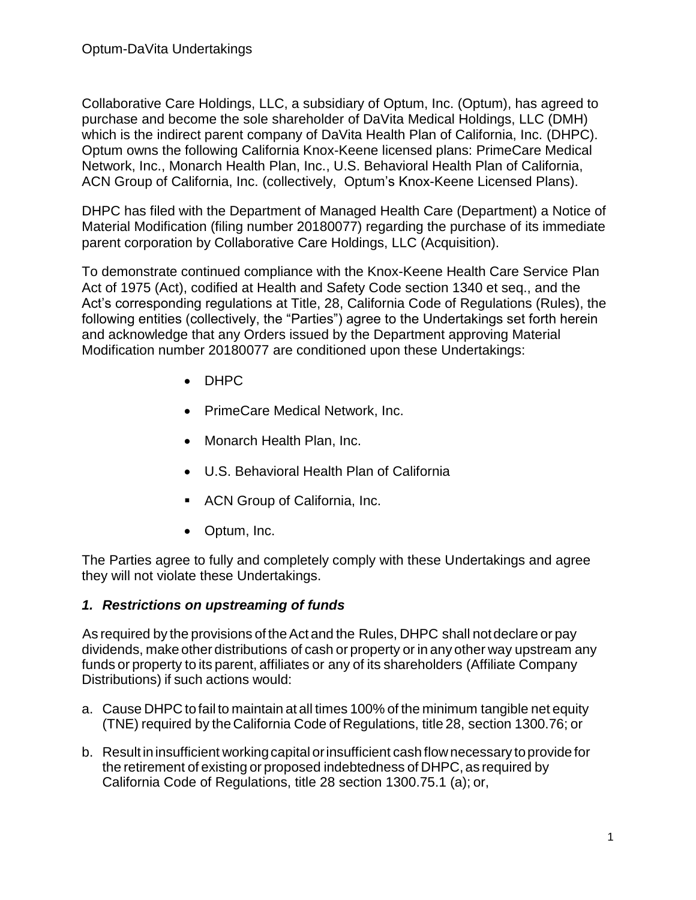# Optum-DaVita Undertakings

Collaborative Care Holdings, LLC, a subsidiary of Optum, Inc. (Optum), has agreed to purchase and become the sole shareholder of DaVita Medical Holdings, LLC (DMH) which is the indirect parent company of DaVita Health Plan of California, Inc. (DHPC). Optum owns the following California Knox-Keene licensed plans: PrimeCare Medical Network, Inc., Monarch Health Plan, Inc., U.S. Behavioral Health Plan of California, ACN Group of California, Inc. (collectively, Optum's Knox-Keene Licensed Plans).

DHPC has filed with the Department of Managed Health Care (Department) a Notice of Material Modification (filing number 20180077) regarding the purchase of its immediate parent corporation by Collaborative Care Holdings, LLC (Acquisition).

To demonstrate continued compliance with the Knox-Keene Health Care Service Plan Act of 1975 (Act), codified at Health and Safety Code section 1340 et seq., and the Act's corresponding regulations at Title, 28, California Code of Regulations (Rules), the following entities (collectively, the "Parties") agree to the Undertakings set forth herein and acknowledge that any Orders issued by the Department approving Material Modification number 20180077 are conditioned upon these Undertakings:

- DHPC
- PrimeCare Medical Network, Inc.
- Monarch Health Plan, Inc.
- U.S. Behavioral Health Plan of California
- ACN Group of California, Inc.
- Optum, Inc.

The Parties agree to fully and completely comply with these Undertakings and agree they will not violate these Undertakings.

## *1. Restrictions on upstreaming of funds*

As required by the provisions of the Act and the Rules, DHPC shall not declare or pay dividends, make other distributions of cash or property or in any other way upstream any funds or property to its parent, affiliates or any of its shareholders (Affiliate Company Distributions) if such actions would:

a. Cause DHPC to fail to maintain at all times 100% of the minimum tangible net equity (TNE) required by the California Code of Regulations, title 28, section 1300.76; or

b. Result in insufficient working capital or insufficient cash flow necessary to provide for the retirement of existing or proposed indebtedness of DHPC, as required by California Code of Regulations, title 28 section 1300.75.1 (a); or,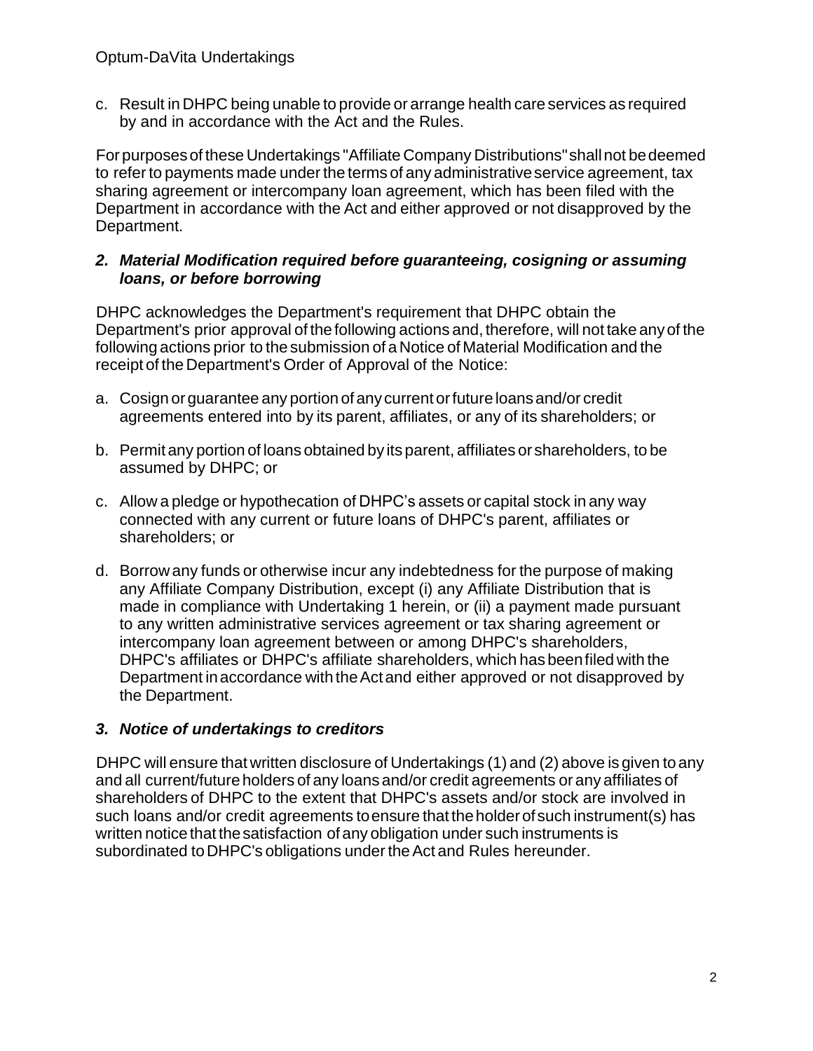c. Result in DHPC being unable to provide or arrange health care services as required by and in accordance with the Act and the Rules.

For purposes of these Undertakings "Affiliate Company Distributions" shall not be deemed to refer to payments made under the terms of any administrative service agreement, tax sharing agreement or intercompany loan agreement, which has been filed with the Department in accordance with the Act and either approved or not disapproved by the Department.

### *2. Material Modification required before guaranteeing, cosigning or assuming loans, or before borrowing*

DHPC acknowledges the Department's requirement that DHPC obtain the Department's prior approval of the following actions and, therefore, will not take any of the following actions prior to the submission of a Notice of Material Modification and the receipt of the Department's Order of Approval of the Notice:

a. Cosign or guarantee any portion of any current or future loans and/or credit agreements entered into by its parent, affiliates, or any of its shareholders; or

b. Permit any portion of loans obtained by its parent, affiliates or shareholders, to be assumed by DHPC; or

c. Allow a pledge or hypothecation of DHPC's assets or capital stock in any way connected with any current or future loans of DHPC's parent, affiliates or shareholders; or

d. Borrow any funds or otherwise incur any indebtedness for the purpose of making any Affiliate Company Distribution, except (i) any Affiliate Distribution that is made in compliance with Undertaking 1 herein, or (ii) a payment made pursuant to any written administrative services agreement or tax sharing agreement or intercompany loan agreement between or among DHPC's shareholders, DHPC's affiliates or DHPC's affiliate shareholders, which has been filed with the Department in accordance with the Act and either approved or not disapproved by the Department.

### *3. Notice of undertakings to creditors*

DHPC will ensure that written disclosure of Undertakings (1) and (2) above is given to any and all current/future holders of any loans and/or credit agreements or any affiliates of shareholders of DHPC to the extent that DHPC's assets and/or stock are involved in such loans and/or credit agreements to ensure that the holder of such instrument(s) has written notice that the satisfaction of any obligation under such instruments is subordinated to DHPC's obligations under the Act and Rules hereunder.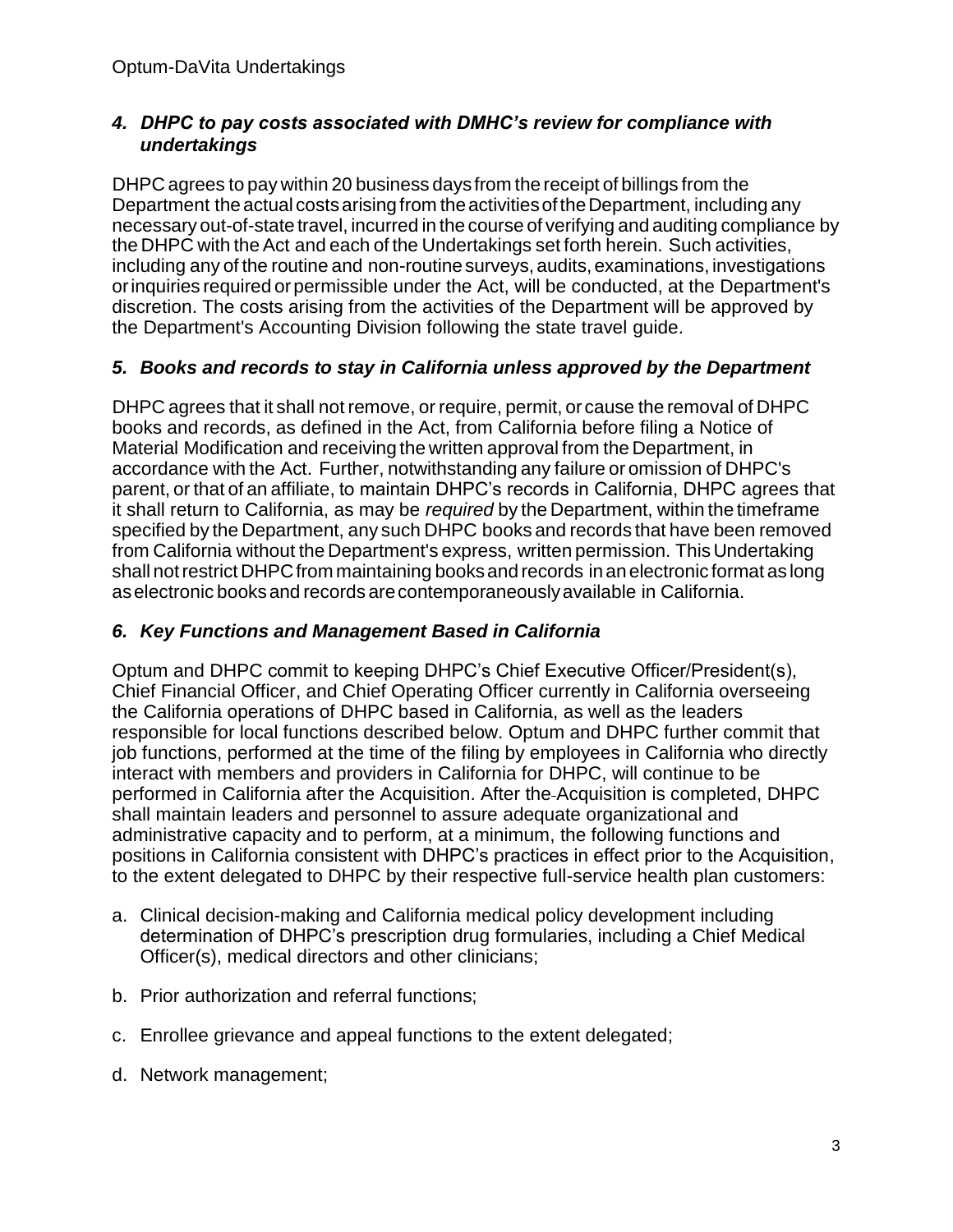### *4. DHPC to pay costs associated with DMHC's review for compliance with undertakings*

DHPC agrees to pay within 20 business days from the receipt of billings from the Department the actual costs arising from the activities of the Department, including any necessary out-of-state travel, incurred in the course of verifying and auditing compliance by the DHPC with the Act and each of the Undertakings set forth herein. Such activities, including any of the routine and non-routine surveys, audits, examinations, investigations or inquiries required or permissible under the Act, will be conducted, at the Department's discretion. The costs arising from the activities of the Department will be approved by the Department's Accounting Division following the state travel guide.

### *5. Books and records to stay in California unless approved by the Department*

DHPC agrees that it shall not remove, or require, permit, or cause the removal of DHPC books and records, as defined in the Act, from California before filing a Notice of Material Modification and receiving the written approval from the Department, in accordance with the Act. Further, notwithstanding any failure or omission of DHPC's parent, or that of an affiliate, to maintain DHPC's records in California, DHPC agrees that it shall return to California, as may be *required* by the Department, within the timeframe specified by the Department, any such DHPC books and records that have been removed from California without the Department's express, written permission. This Undertaking shall not restrict DHPC from maintaining books and records in an electronic format as long as electronic books and records are contemporaneously available in California.

### *6. Key Functions and Management Based in California*

Optum and DHPC commit to keeping DHPC's Chief Executive Officer/President(s), Chief Financial Officer, and Chief Operating Officer currently in California overseeing the California operations of DHPC based in California, as well as the leaders responsible for local functions described below. Optum and DHPC further commit that job functions, performed at the time of the filing by employees in California who directly interact with members and providers in California for DHPC, will continue to be performed in California after the Acquisition. After the Acquisition is completed, DHPC shall maintain leaders and personnel to assure adequate organizational and administrative capacity and to perform, at a minimum, the following functions and positions in California consistent with DHPC's practices in effect prior to the Acquisition, to the extent delegated to DHPC by their respective full-service health plan customers:

a. Clinical decision-making and California medical policy development including determination of DHPC's prescription drug formularies, including a Chief Medical Officer(s), medical directors and other clinicians;

b. Prior authorization and referral functions;

c. Enrollee grievance and appeal functions to the extent delegated;

d. Network management;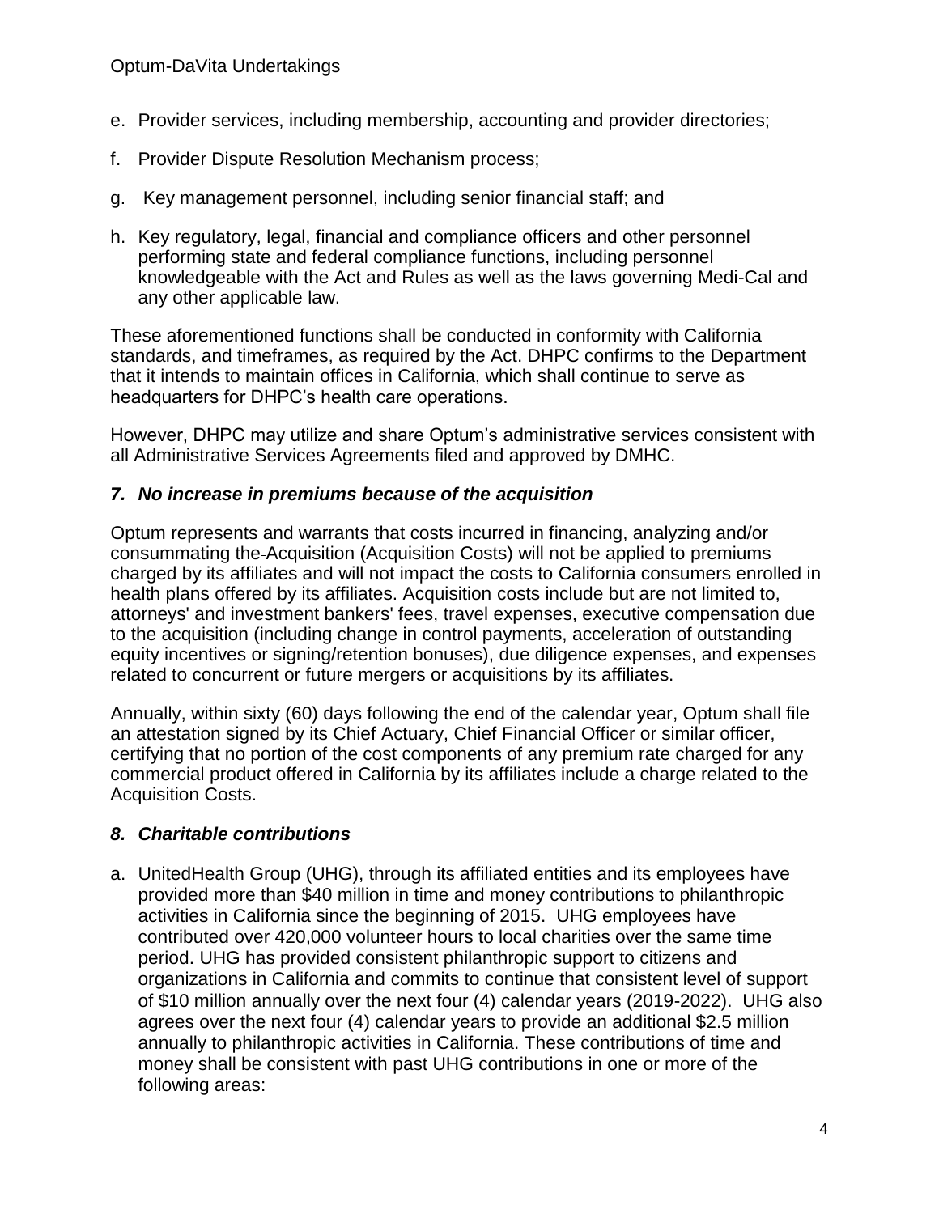e. Provider services, including membership, accounting and provider directories;

f. Provider Dispute Resolution Mechanism process;

g. Key management personnel, including senior financial staff; and

h. Key regulatory, legal, financial and compliance officers and other personnel performing state and federal compliance functions, including personnel knowledgeable with the Act and Rules as well as the laws governing Medi-Cal and any other applicable law.

These aforementioned functions shall be conducted in conformity with California standards, and timeframes, as required by the Act. DHPC confirms to the Department that it intends to maintain offices in California, which shall continue to serve as headquarters for DHPC's health care operations.

However, DHPC may utilize and share Optum's administrative services consistent with all Administrative Services Agreements filed and approved by DMHC.

### *7. No increase in premiums because of the acquisition*

Optum represents and warrants that costs incurred in financing, analyzing and/or consummating the Acquisition (Acquisition Costs) will not be applied to premiums charged by its affiliates and will not impact the costs to California consumers enrolled in health plans offered by its affiliates. Acquisition costs include but are not limited to, attorneys' and investment bankers' fees, travel expenses, executive compensation due to the acquisition (including change in control payments, acceleration of outstanding equity incentives or signing/retention bonuses), due diligence expenses, and expenses related to concurrent or future mergers or acquisitions by its affiliates.

Annually, within sixty (60) days following the end of the calendar year, Optum shall file an attestation signed by its Chief Actuary, Chief Financial Officer or similar officer, certifying that no portion of the cost components of any premium rate charged for any commercial product offered in California by its affiliates include a charge related to the Acquisition Costs.

### *8. Charitable contributions*

a. UnitedHealth Group (UHG), through its affiliated entities and its employees have provided more than $40 million in time and money contributions to philanthropic activities in California since the beginning of 2015. UHG employees have contributed over 420,000 volunteer hours to local charities over the same time period. UHG has provided consistent philanthropic support to citizens and organizations in California and commits to continue that consistent level of support of $10 million annually over the next four (4) calendar years (2019-2022). UHG also agrees over the next four (4) calendar years to provide an additional $2.5 million annually to philanthropic activities in California. These contributions of time and money shall be consistent with past UHG contributions in one or more of the following areas: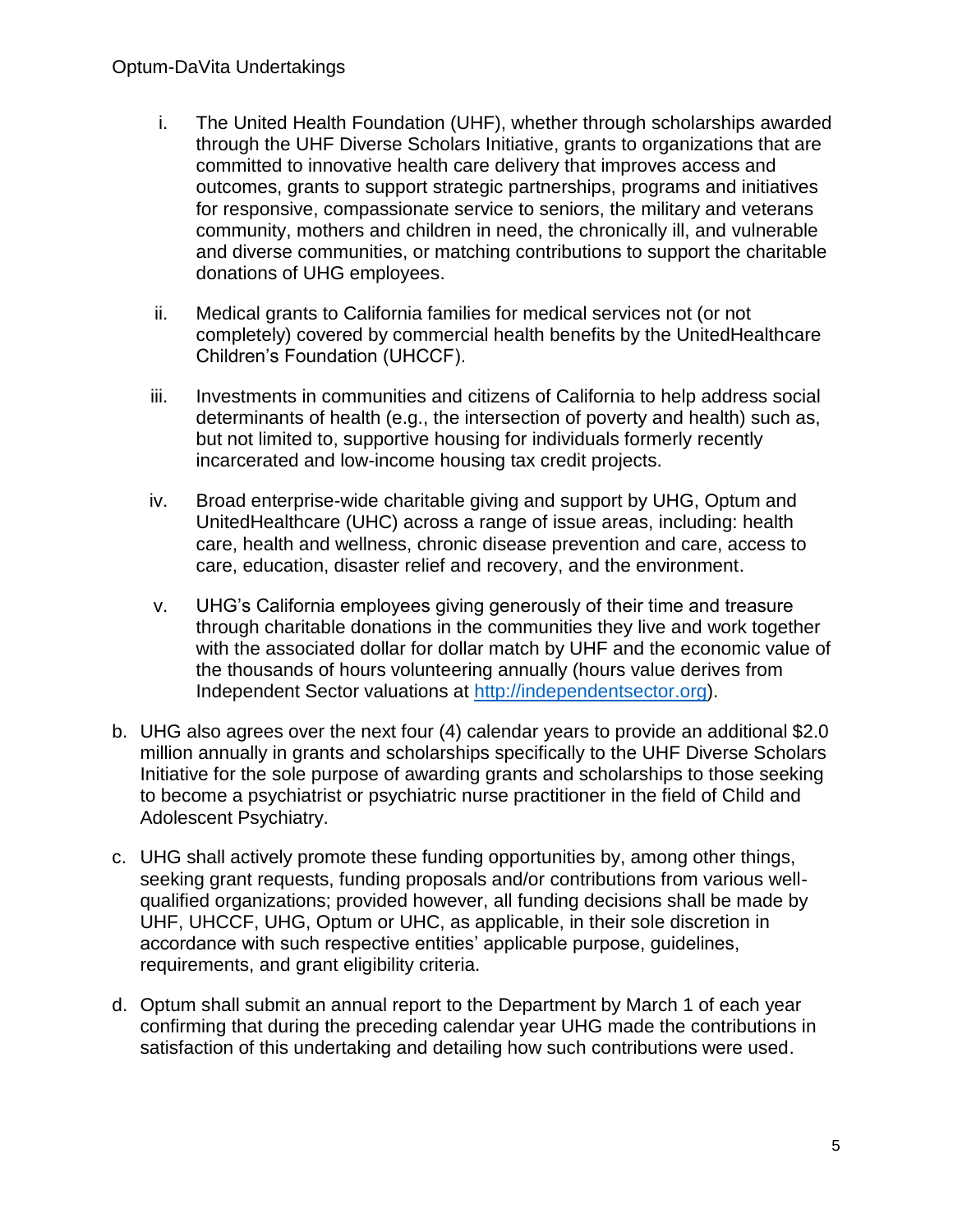i. The United Health Foundation (UHF), whether through scholarships awarded through the UHF Diverse Scholars Initiative, grants to organizations that are committed to innovative health care delivery that improves access and outcomes, grants to support strategic partnerships, programs and initiatives for responsive, compassionate service to seniors, the military and veterans community, mothers and children in need, the chronically ill, and vulnerable and diverse communities, or matching contributions to support the charitable donations of UHG employees.

ii. Medical grants to California families for medical services not (or not completely) covered by commercial health benefits by the UnitedHealthcare Children's Foundation (UHCCF).

iii. Investments in communities and citizens of California to help address social determinants of health (e.g., the intersection of poverty and health) such as, but not limited to, supportive housing for individuals formerly recently incarcerated and low-income housing tax credit projects.

iv. Broad enterprise-wide charitable giving and support by UHG, Optum and UnitedHealthcare (UHC) across a range of issue areas, including: health care, health and wellness, chronic disease prevention and care, access to care, education, disaster relief and recovery, and the environment.

v. UHG's California employees giving generously of their time and treasure through charitable donations in the communities they live and work together with the associated dollar for dollar match by UHF and the economic value of the thousands of hours volunteering annually (hours value derives from Independent Sector valuations at http://independentsector.org).

b. UHG also agrees over the next four (4) calendar years to provide an additional $2.0 million annually in grants and scholarships specifically to the UHF Diverse Scholars Initiative for the sole purpose of awarding grants and scholarships to those seeking to become a psychiatrist or psychiatric nurse practitioner in the field of Child and Adolescent Psychiatry.

c. UHG shall actively promote these funding opportunities by, among other things, seeking grant requests, funding proposals and/or contributions from various well-qualified organizations; provided however, all funding decisions shall be made by UHF, UHCCF, UHG, Optum or UHC, as applicable, in their sole discretion in accordance with such respective entities' applicable purpose, guidelines, requirements, and grant eligibility criteria.

d. Optum shall submit an annual report to the Department by March 1 of each year confirming that during the preceding calendar year UHG made the contributions in satisfaction of this undertaking and detailing how such contributions were used.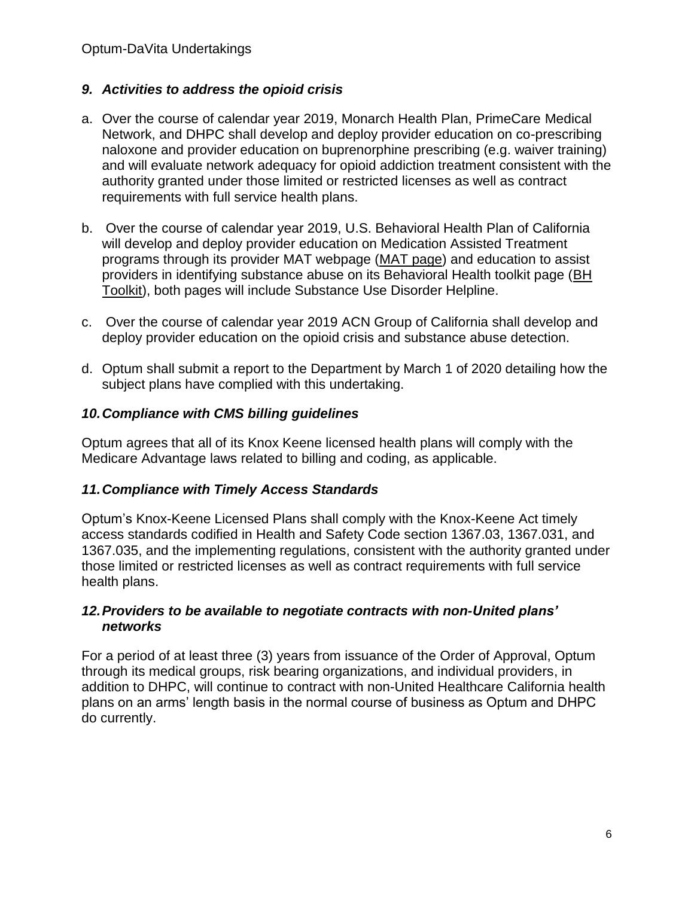### *9. Activities to address the opioid crisis*

a. Over the course of calendar year 2019, Monarch Health Plan, PrimeCare Medical Network, and DHPC shall develop and deploy provider education on co-prescribing naloxone and provider education on buprenorphine prescribing (e.g. waiver training) and will evaluate network adequacy for opioid addiction treatment consistent with the authority granted under those limited or restricted licenses as well as contract requirements with full service health plans.

b. Over the course of calendar year 2019, U.S. Behavioral Health Plan of California will develop and deploy provider education on Medication Assisted Treatment programs through its provider MAT webpage (MAT page) and education to assist providers in identifying substance abuse on its Behavioral Health toolkit page (BH Toolkit), both pages will include Substance Use Disorder Helpline.

c. Over the course of calendar year 2019 ACN Group of California shall develop and deploy provider education on the opioid crisis and substance abuse detection.

d. Optum shall submit a report to the Department by March 1 of 2020 detailing how the subject plans have complied with this undertaking.

### *10. Compliance with CMS billing guidelines*

Optum agrees that all of its Knox Keene licensed health plans will comply with the Medicare Advantage laws related to billing and coding, as applicable.

### *11. Compliance with Timely Access Standards*

Optum's Knox-Keene Licensed Plans shall comply with the Knox-Keene Act timely access standards codified in Health and Safety Code section 1367.03, 1367.031, and 1367.035, and the implementing regulations, consistent with the authority granted under those limited or restricted licenses as well as contract requirements with full service health plans.

### *12. Providers to be available to negotiate contracts with non-United plans' networks*

For a period of at least three (3) years from issuance of the Order of Approval, Optum through its medical groups, risk bearing organizations, and individual providers, in addition to DHPC, will continue to contract with non-United Healthcare California health plans on an arms' length basis in the normal course of business as Optum and DHPC do currently.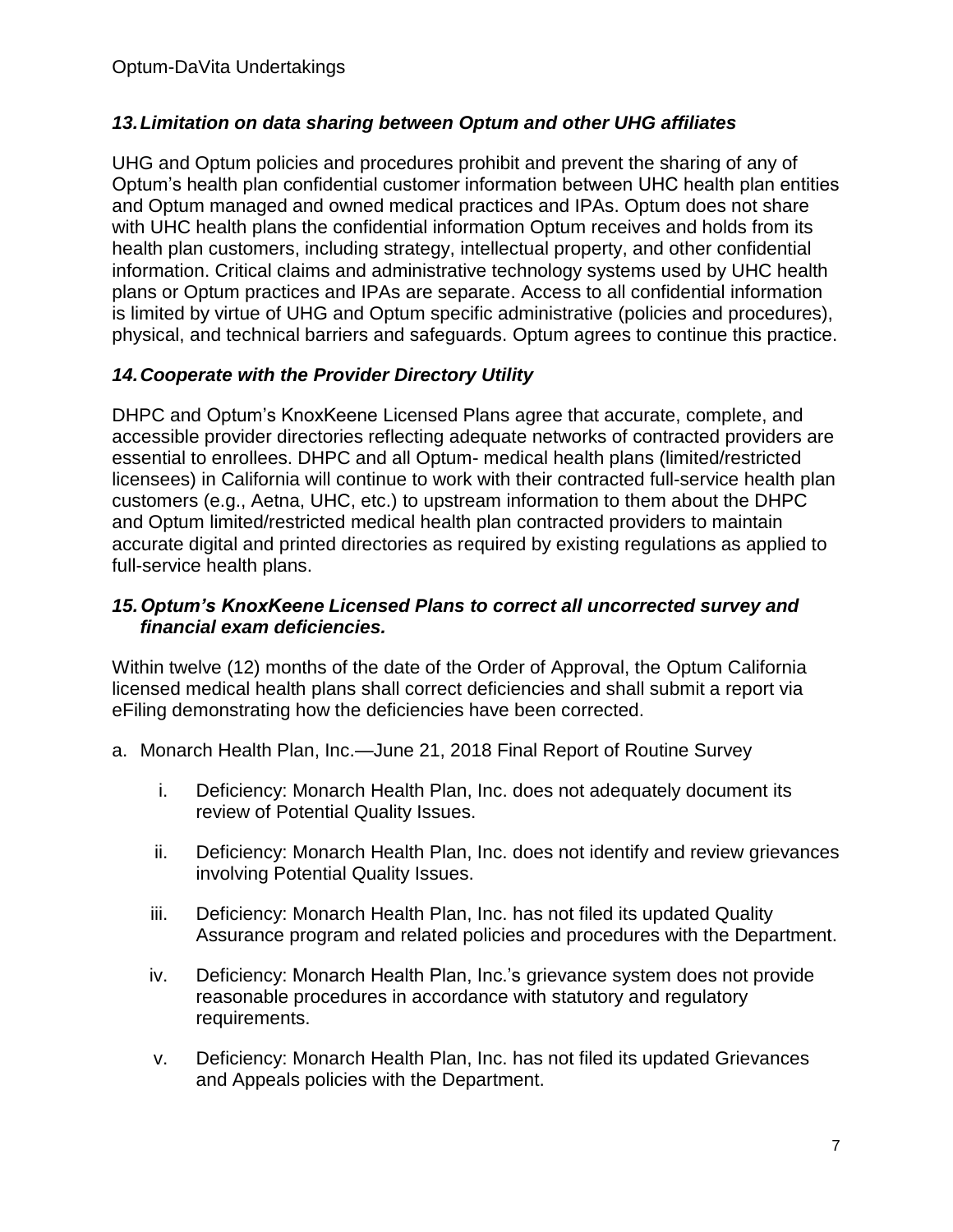### *13. Limitation on data sharing between Optum and other UHG affiliates*

UHG and Optum policies and procedures prohibit and prevent the sharing of any of Optum's health plan confidential customer information between UHC health plan entities and Optum managed and owned medical practices and IPAs. Optum does not share with UHC health plans the confidential information Optum receives and holds from its health plan customers, including strategy, intellectual property, and other confidential information. Critical claims and administrative technology systems used by UHC health plans or Optum practices and IPAs are separate. Access to all confidential information is limited by virtue of UHG and Optum specific administrative (policies and procedures), physical, and technical barriers and safeguards. Optum agrees to continue this practice.

### *14. Cooperate with the Provider Directory Utility*

DHPC and Optum's KnoxKeene Licensed Plans agree that accurate, complete, and accessible provider directories reflecting adequate networks of contracted providers are essential to enrollees. DHPC and all Optum- medical health plans (limited/restricted licensees) in California will continue to work with their contracted full-service health plan customers (e.g., Aetna, UHC, etc.) to upstream information to them about the DHPC and Optum limited/restricted medical health plan contracted providers to maintain accurate digital and printed directories as required by existing regulations as applied to full-service health plans.

### *15. Optum's KnoxKeene Licensed Plans to correct all uncorrected survey and financial exam deficiencies.*

Within twelve (12) months of the date of the Order of Approval, the Optum California licensed medical health plans shall correct deficiencies and shall submit a report via eFiling demonstrating how the deficiencies have been corrected.

a. Monarch Health Plan, Inc.—June 21, 2018 Final Report of Routine Survey

   i. Deficiency: Monarch Health Plan, Inc. does not adequately document its review of Potential Quality Issues.

   ii. Deficiency: Monarch Health Plan, Inc. does not identify and review grievances involving Potential Quality Issues.

   iii. Deficiency: Monarch Health Plan, Inc. has not filed its updated Quality Assurance program and related policies and procedures with the Department.

   iv. Deficiency: Monarch Health Plan, Inc.'s grievance system does not provide reasonable procedures in accordance with statutory and regulatory requirements.

   v. Deficiency: Monarch Health Plan, Inc. has not filed its updated Grievances and Appeals policies with the Department.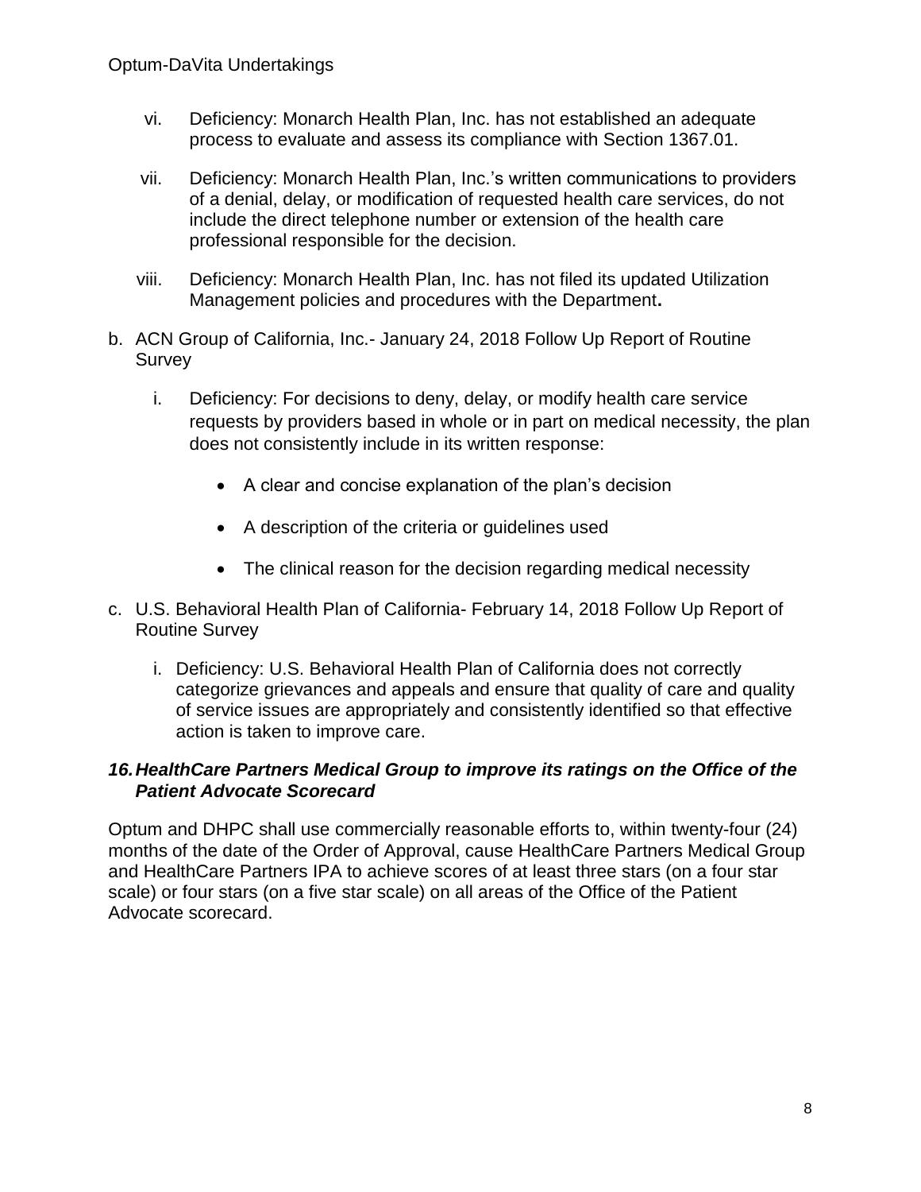vi. Deficiency: Monarch Health Plan, Inc. has not established an adequate process to evaluate and assess its compliance with Section 1367.01.

vii. Deficiency: Monarch Health Plan, Inc.'s written communications to providers of a denial, delay, or modification of requested health care services, do not include the direct telephone number or extension of the health care professional responsible for the decision.

viii. Deficiency: Monarch Health Plan, Inc. has not filed its updated Utilization Management policies and procedures with the Department**.**

b. ACN Group of California, Inc.- January 24, 2018 Follow Up Report of Routine Survey

   i. Deficiency: For decisions to deny, delay, or modify health care service requests by providers based in whole or in part on medical necessity, the plan does not consistently include in its written response:

      - A clear and concise explanation of the plan's decision
      - A description of the criteria or guidelines used
      - The clinical reason for the decision regarding medical necessity

c. U.S. Behavioral Health Plan of California- February 14, 2018 Follow Up Report of Routine Survey

   i. Deficiency: U.S. Behavioral Health Plan of California does not correctly categorize grievances and appeals and ensure that quality of care and quality of service issues are appropriately and consistently identified so that effective action is taken to improve care.

### *16. HealthCare Partners Medical Group to improve its ratings on the Office of the Patient Advocate Scorecard*

Optum and DHPC shall use commercially reasonable efforts to, within twenty-four (24) months of the date of the Order of Approval, cause HealthCare Partners Medical Group and HealthCare Partners IPA to achieve scores of at least three stars (on a four star scale) or four stars (on a five star scale) on all areas of the Office of the Patient Advocate scorecard.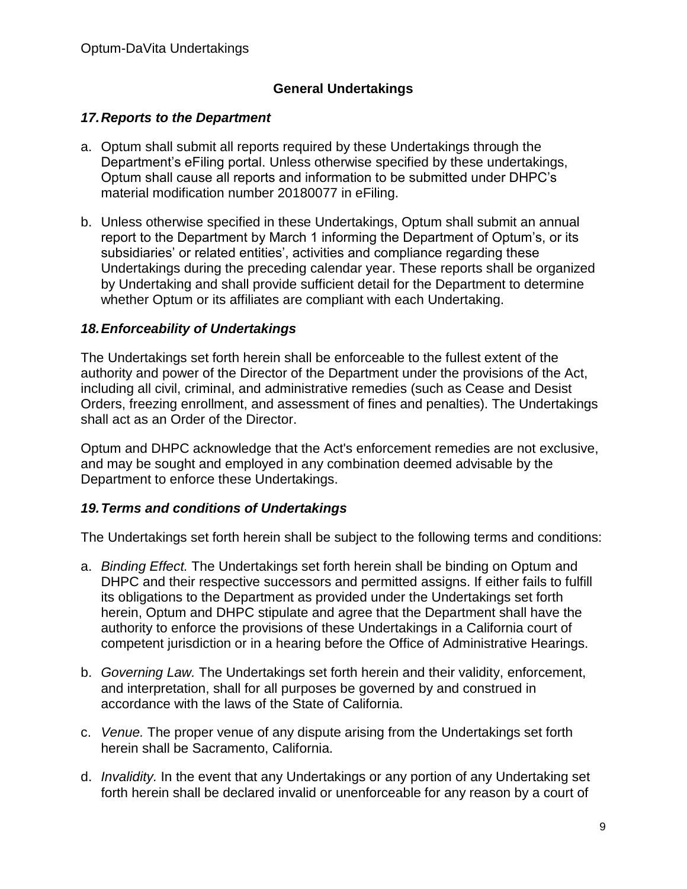## General Undertakings

### *17. Reports to the Department*

a. Optum shall submit all reports required by these Undertakings through the Department's eFiling portal. Unless otherwise specified by these undertakings, Optum shall cause all reports and information to be submitted under DHPC's material modification number 20180077 in eFiling.

b. Unless otherwise specified in these Undertakings, Optum shall submit an annual report to the Department by March 1 informing the Department of Optum's, or its subsidiaries' or related entities', activities and compliance regarding these Undertakings during the preceding calendar year. These reports shall be organized by Undertaking and shall provide sufficient detail for the Department to determine whether Optum or its affiliates are compliant with each Undertaking.

### *18. Enforceability of Undertakings*

The Undertakings set forth herein shall be enforceable to the fullest extent of the authority and power of the Director of the Department under the provisions of the Act, including all civil, criminal, and administrative remedies (such as Cease and Desist Orders, freezing enrollment, and assessment of fines and penalties). The Undertakings shall act as an Order of the Director.

Optum and DHPC acknowledge that the Act's enforcement remedies are not exclusive, and may be sought and employed in any combination deemed advisable by the Department to enforce these Undertakings.

### *19. Terms and conditions of Undertakings*

The Undertakings set forth herein shall be subject to the following terms and conditions:

a. *Binding Effect.* The Undertakings set forth herein shall be binding on Optum and DHPC and their respective successors and permitted assigns. If either fails to fulfill its obligations to the Department as provided under the Undertakings set forth herein, Optum and DHPC stipulate and agree that the Department shall have the authority to enforce the provisions of these Undertakings in a California court of competent jurisdiction or in a hearing before the Office of Administrative Hearings.

b. *Governing Law.* The Undertakings set forth herein and their validity, enforcement, and interpretation, shall for all purposes be governed by and construed in accordance with the laws of the State of California.

c. *Venue.* The proper venue of any dispute arising from the Undertakings set forth herein shall be Sacramento, California.

d. *Invalidity.* In the event that any Undertakings or any portion of any Undertaking set forth herein shall be declared invalid or unenforceable for any reason by a court of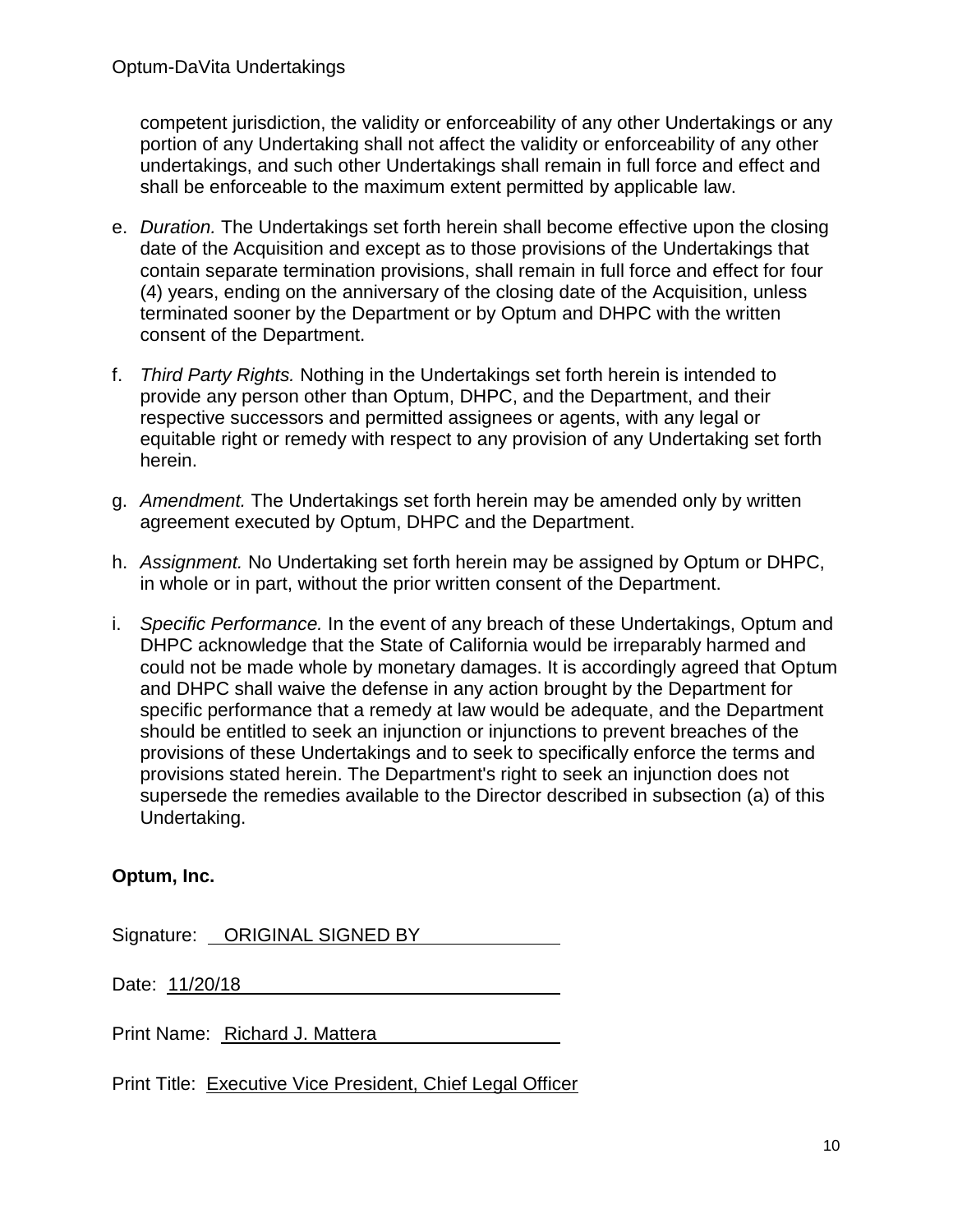competent jurisdiction, the validity or enforceability of any other Undertakings or any portion of any Undertaking shall not affect the validity or enforceability of any other undertakings, and such other Undertakings shall remain in full force and effect and shall be enforceable to the maximum extent permitted by applicable law.

e. *Duration.* The Undertakings set forth herein shall become effective upon the closing date of the Acquisition and except as to those provisions of the Undertakings that contain separate termination provisions, shall remain in full force and effect for four (4) years, ending on the anniversary of the closing date of the Acquisition, unless terminated sooner by the Department or by Optum and DHPC with the written consent of the Department.

f. *Third Party Rights.* Nothing in the Undertakings set forth herein is intended to provide any person other than Optum, DHPC, and the Department, and their respective successors and permitted assignees or agents, with any legal or equitable right or remedy with respect to any provision of any Undertaking set forth herein.

g. *Amendment.* The Undertakings set forth herein may be amended only by written agreement executed by Optum, DHPC and the Department.

h. *Assignment.* No Undertaking set forth herein may be assigned by Optum or DHPC, in whole or in part, without the prior written consent of the Department.

i. *Specific Performance.* In the event of any breach of these Undertakings, Optum and DHPC acknowledge that the State of California would be irreparably harmed and could not be made whole by monetary damages. It is accordingly agreed that Optum and DHPC shall waive the defense in any action brought by the Department for specific performance that a remedy at law would be adequate, and the Department should be entitled to seek an injunction or injunctions to prevent breaches of the provisions of these Undertakings and to seek to specifically enforce the terms and provisions stated herein. The Department's right to seek an injunction does not supersede the remedies available to the Director described in subsection (a) of this Undertaking.

**Optum, Inc.**

Signature: ORIGINAL SIGNED BY

Date: 11/20/18

Print Name: Richard J. Mattera

Print Title: Executive Vice President, Chief Legal Officer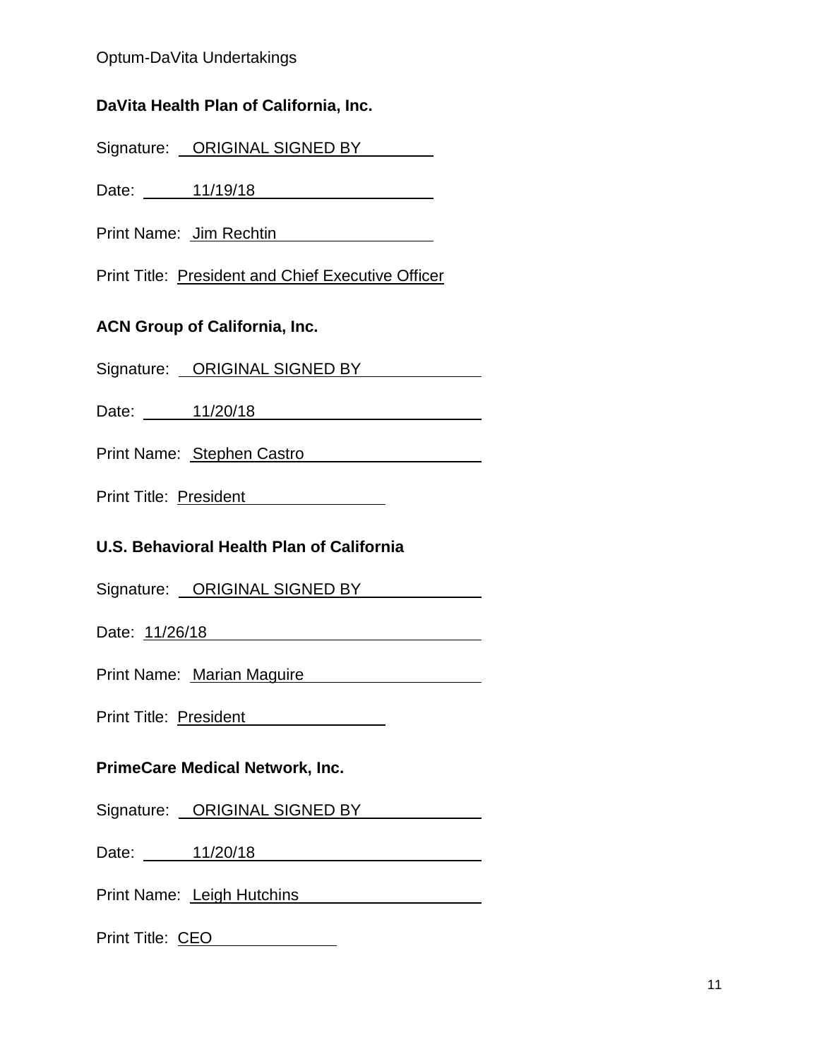**DaVita Health Plan of California, Inc.**

Signature: ORIGINAL SIGNED BY

Date: 11/19/18

Print Name: Jim Rechtin

Print Title: President and Chief Executive Officer

**ACN Group of California, Inc.**

Signature: ORIGINAL SIGNED BY

Date: 11/20/18

Print Name: Stephen Castro

Print Title: President

**U.S. Behavioral Health Plan of California**

Signature: ORIGINAL SIGNED BY

Date: 11/26/18

Print Name: Marian Maguire

Print Title: President

**PrimeCare Medical Network, Inc.**

Signature: ORIGINAL SIGNED BY

Date: 11/20/18

Print Name: Leigh Hutchins

Print Title: CEO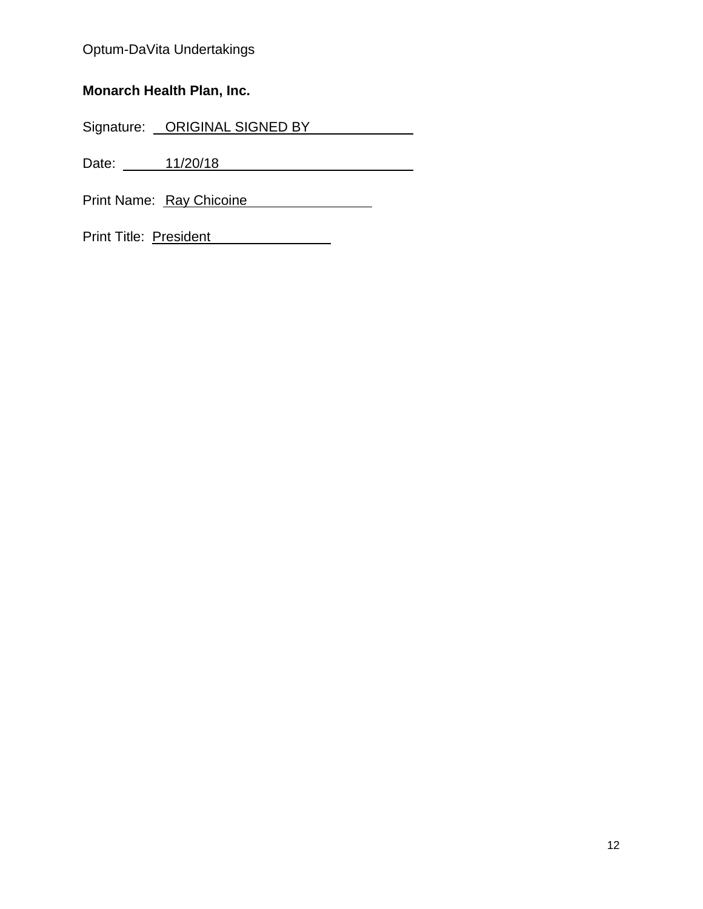**Monarch Health Plan, Inc.**

Signature: ORIGINAL SIGNED BY

Date: 11/20/18

Print Name: Ray Chicoine

Print Title: President